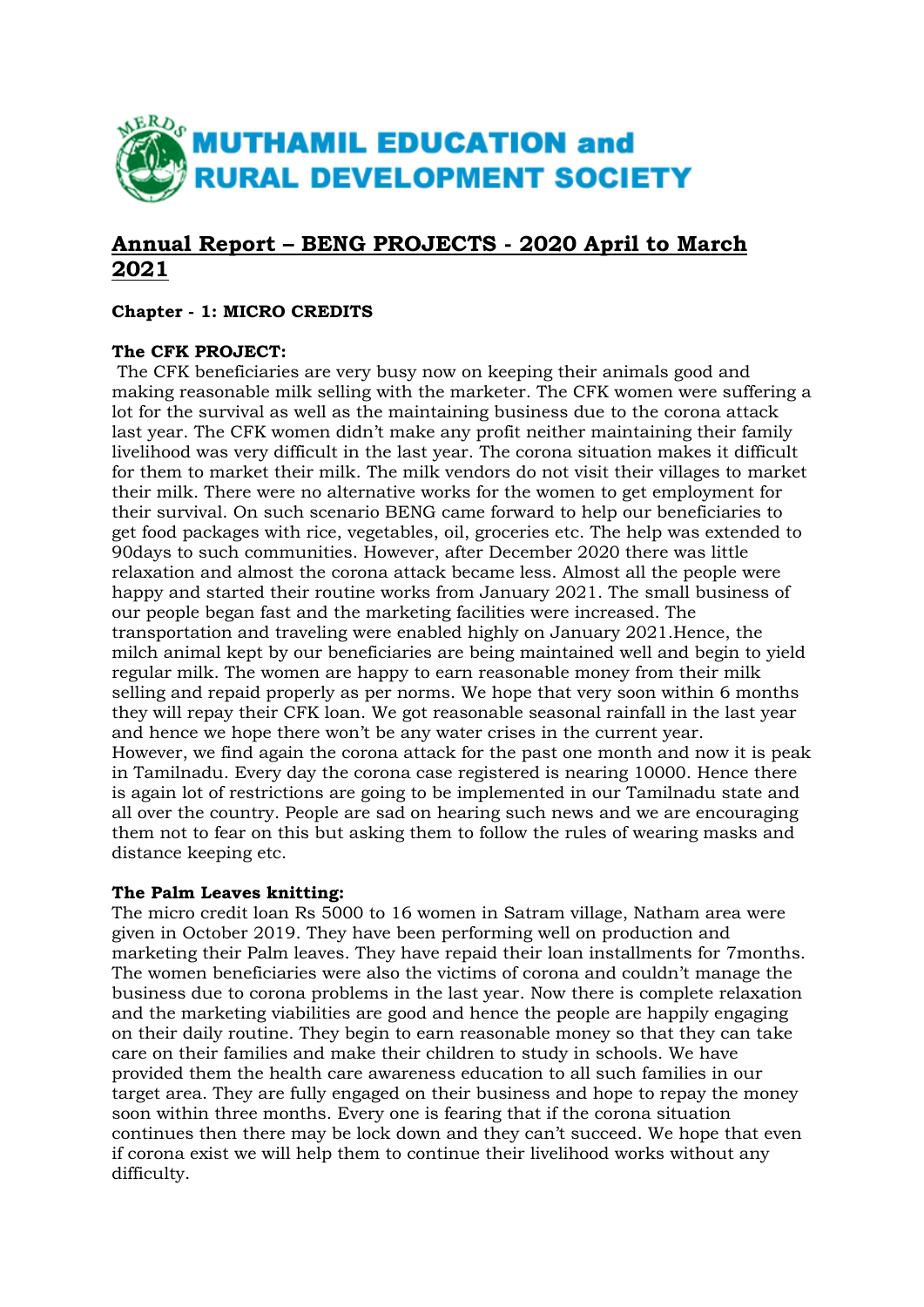# MUTHAMIL EDUCATION and RURAL DEVELOPMENT SOCIETY

## Annual Report – BENG PROJECTS - 2020 April to March 2021

### Chapter - 1: MICRO CREDITS

**The CFK PROJECT:**

The CFK beneficiaries are very busy now on keeping their animals good and making reasonable milk selling with the marketer. The CFK women were suffering a lot for the survival as well as the maintaining business due to the corona attack last year. The CFK women didn't make any profit neither maintaining their family livelihood was very difficult in the last year. The corona situation makes it difficult for them to market their milk. The milk vendors do not visit their villages to market their milk. There were no alternative works for the women to get employment for their survival. On such scenario BENG came forward to help our beneficiaries to get food packages with rice, vegetables, oil, groceries etc. The help was extended to 90days to such communities. However, after December 2020 there was little relaxation and almost the corona attack became less. Almost all the people were happy and started their routine works from January 2021. The small business of our people began fast and the marketing facilities were increased. The transportation and traveling were enabled highly on January 2021.Hence, the milch animal kept by our beneficiaries are being maintained well and begin to yield regular milk. The women are happy to earn reasonable money from their milk selling and repaid properly as per norms. We hope that very soon within 6 months they will repay their CFK loan. We got reasonable seasonal rainfall in the last year and hence we hope there won't be any water crises in the current year.
However, we find again the corona attack for the past one month and now it is peak in Tamilnadu. Every day the corona case registered is nearing 10000. Hence there is again lot of restrictions are going to be implemented in our Tamilnadu state and all over the country. People are sad on hearing such news and we are encouraging them not to fear on this but asking them to follow the rules of wearing masks and distance keeping etc.

**The Palm Leaves knitting:**

The micro credit loan Rs 5000 to 16 women in Satram village, Natham area were given in October 2019. They have been performing well on production and marketing their Palm leaves. They have repaid their loan installments for 7months. The women beneficiaries were also the victims of corona and couldn't manage the business due to corona problems in the last year. Now there is complete relaxation and the marketing viabilities are good and hence the people are happily engaging on their daily routine. They begin to earn reasonable money so that they can take care on their families and make their children to study in schools. We have provided them the health care awareness education to all such families in our target area. They are fully engaged on their business and hope to repay the money soon within three months. Every one is fearing that if the corona situation continues then there may be lock down and they can't succeed. We hope that even if corona exist we will help them to continue their livelihood works without any difficulty.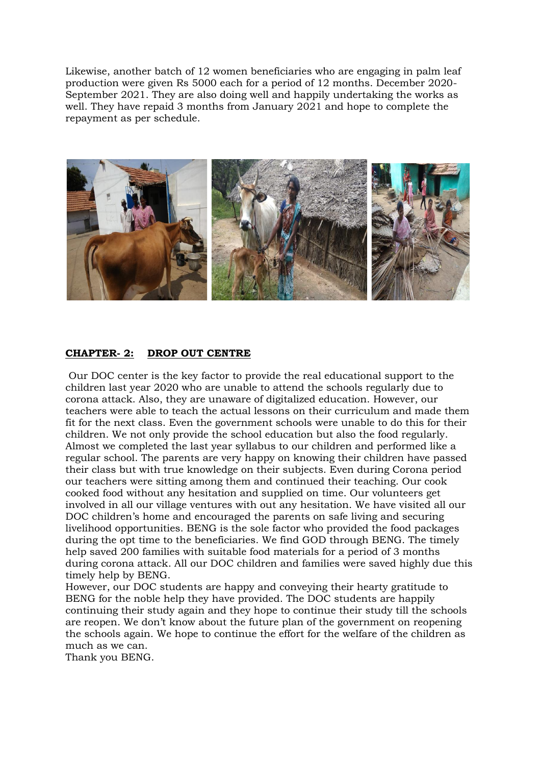Likewise, another batch of 12 women beneficiaries who are engaging in palm leaf production were given Rs 5000 each for a period of 12 months. December 2020-September 2021. They are also doing well and happily undertaking the works as well. They have repaid 3 months from January 2021 and hope to complete the repayment as per schedule.

## CHAPTER- 2: DROP OUT CENTRE

Our DOC center is the key factor to provide the real educational support to the children last year 2020 who are unable to attend the schools regularly due to corona attack. Also, they are unaware of digitalized education. However, our teachers were able to teach the actual lessons on their curriculum and made them fit for the next class. Even the government schools were unable to do this for their children. We not only provide the school education but also the food regularly. Almost we completed the last year syllabus to our children and performed like a regular school. The parents are very happy on knowing their children have passed their class but with true knowledge on their subjects. Even during Corona period our teachers were sitting among them and continued their teaching. Our cook cooked food without any hesitation and supplied on time. Our volunteers get involved in all our village ventures with out any hesitation. We have visited all our DOC children's home and encouraged the parents on safe living and securing livelihood opportunities. BENG is the sole factor who provided the food packages during the opt time to the beneficiaries. We find GOD through BENG. The timely help saved 200 families with suitable food materials for a period of 3 months during corona attack. All our DOC children and families were saved highly due this timely help by BENG.

However, our DOC students are happy and conveying their hearty gratitude to BENG for the noble help they have provided. The DOC students are happily continuing their study again and they hope to continue their study till the schools are reopen. We don't know about the future plan of the government on reopening the schools again. We hope to continue the effort for the welfare of the children as much as we can.

Thank you BENG.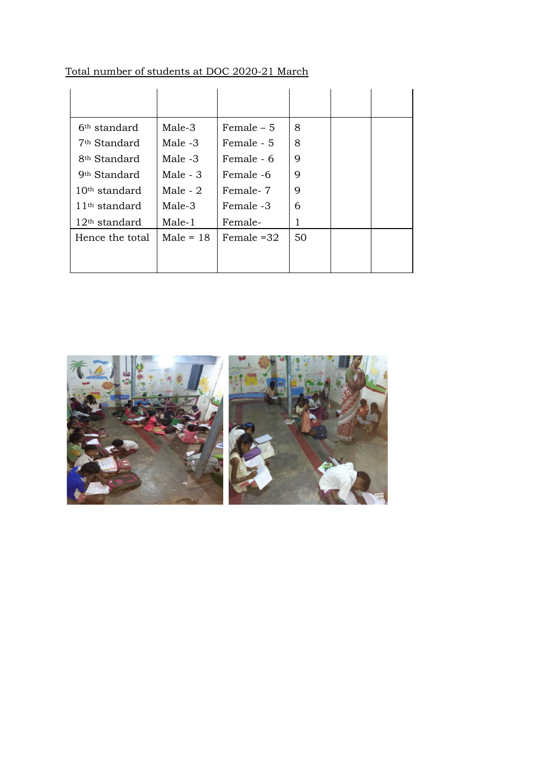Total number of students at DOC 2020-21 March

| | | | | | |
|---|---|---|---|---|---|
| 6th standard | Male-3 | Female – 5 | 8 | | |
| 7th Standard | Male -3 | Female - 5 | 8 | | |
| 8th Standard | Male -3 | Female - 6 | 9 | | |
| 9th Standard | Male - 3 | Female -6 | 9 | | |
| 10th standard | Male - 2 | Female- 7 | 9 | | |
| 11th standard | Male-3 | Female -3 | 6 | | |
| 12th standard | Male-1 | Female- | 1 | | |
| Hence the total | Male = 18 | Female =32 | 50 | | |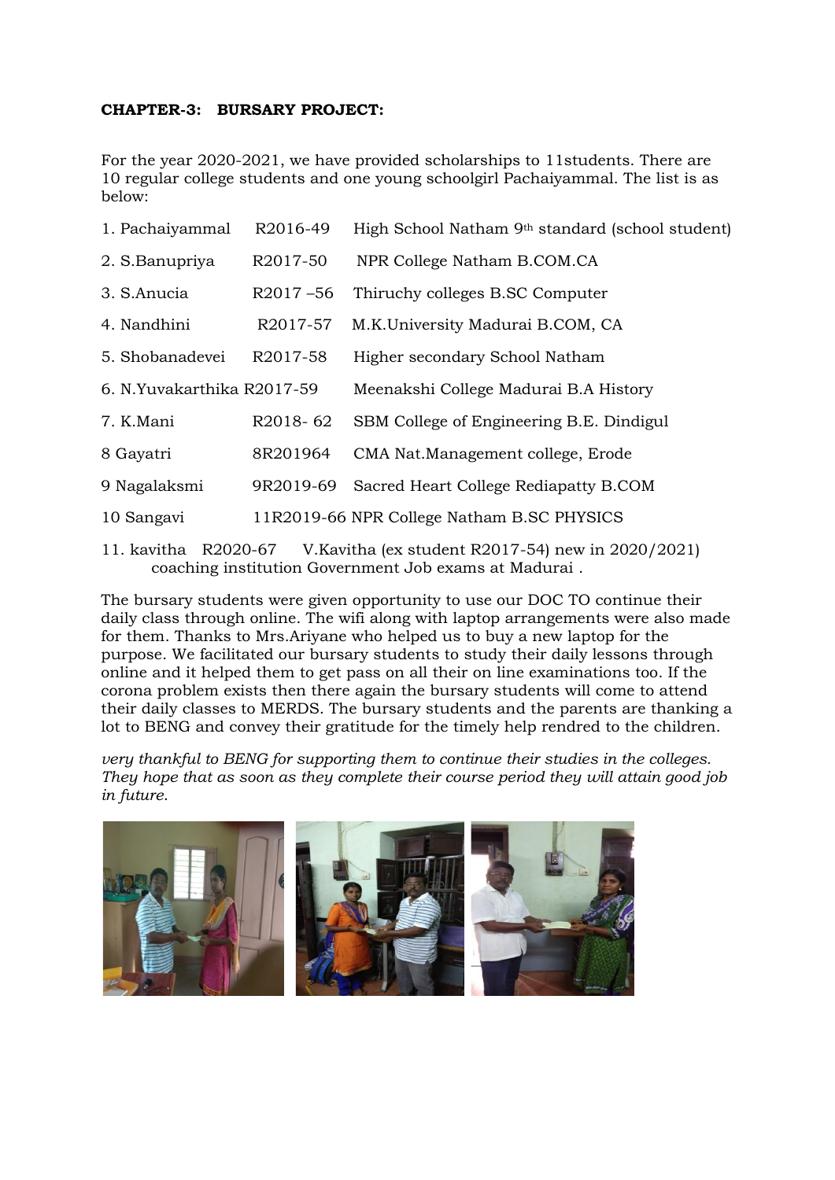**CHAPTER-3: BURSARY PROJECT:**

For the year 2020-2021, we have provided scholarships to 11students. There are 10 regular college students and one young schoolgirl Pachaiyammal. The list is as below:

| | | |
|---|---|---|
| 1. Pachaiyammal | R2016-49 | High School Natham 9th standard (school student) |
| 2. S.Banupriya | R2017-50 | NPR College Natham B.COM.CA |
| 3. S.Anucia | R2017 –56 | Thiruchy colleges B.SC Computer |
| 4. Nandhini | R2017-57 | M.K.University Madurai B.COM, CA |
| 5. Shobanadevei | R2017-58 | Higher secondary School Natham |
| 6. N.Yuvakarthika | R2017-59 | Meenakshi College Madurai B.A History |
| 7. K.Mani | R2018- 62 | SBM College of Engineering B.E. Dindigul |
| 8 Gayatri | 8R201964 | CMA Nat.Management college, Erode |
| 9 Nagalaksmi | 9R2019-69 | Sacred Heart College Rediapatty B.COM |
| 10 Sangavi | 11R2019-66 | NPR College Natham B.SC PHYSICS |

11. kavitha R2020-67 V.Kavitha (ex student R2017-54) new in 2020/2021) coaching institution Government Job exams at Madurai .

The bursary students were given opportunity to use our DOC TO continue their daily class through online. The wifi along with laptop arrangements were also made for them. Thanks to Mrs.Ariyane who helped us to buy a new laptop for the purpose. We facilitated our bursary students to study their daily lessons through online and it helped them to get pass on all their on line examinations too. If the corona problem exists then there again the bursary students will come to attend their daily classes to MERDS. The bursary students and the parents are thanking a lot to BENG and convey their gratitude for the timely help rendred to the children.

*very thankful to BENG for supporting them to continue their studies in the colleges. They hope that as soon as they complete their course period they will attain good job in future.*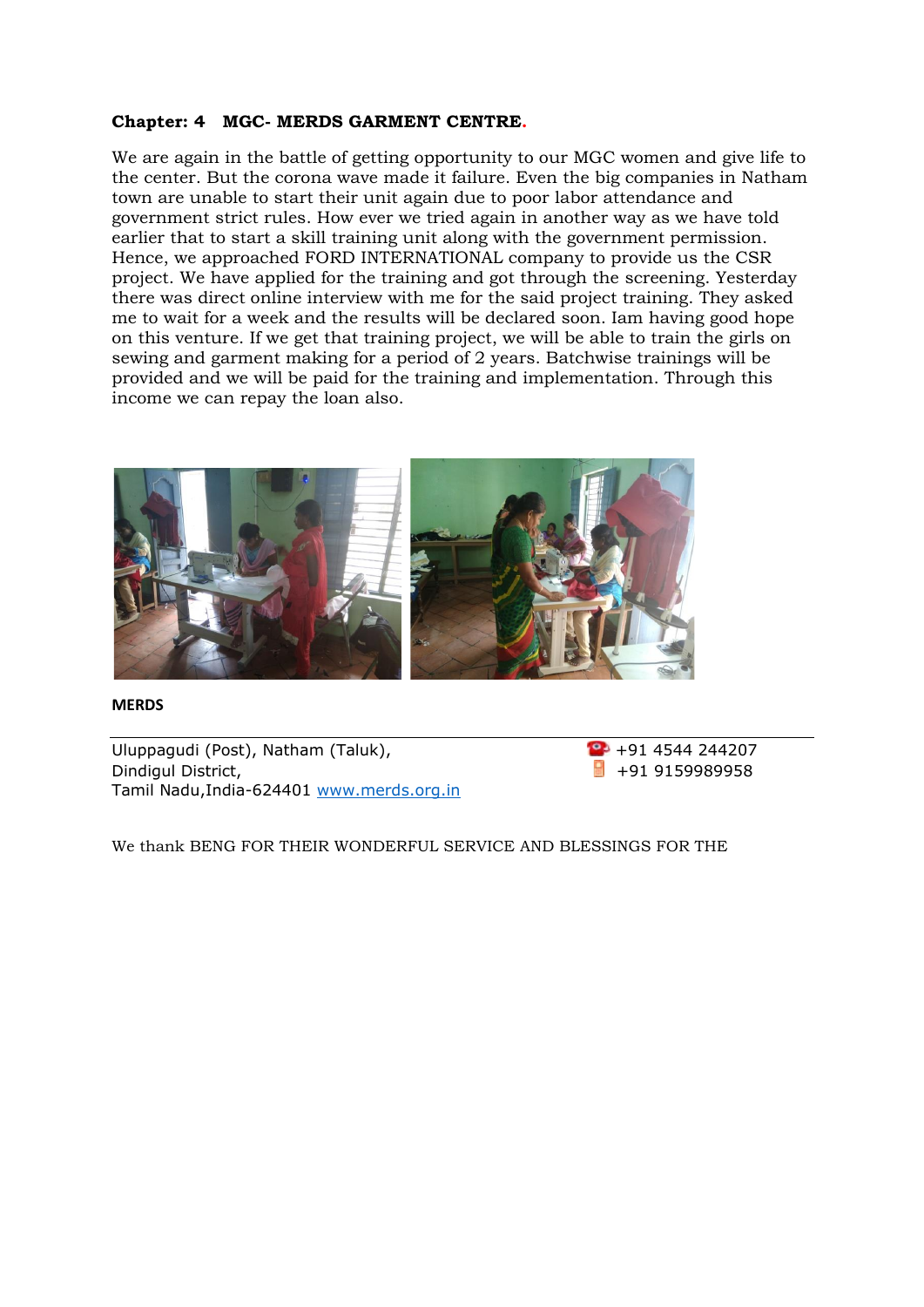**Chapter: 4 MGC- MERDS GARMENT CENTRE.**

We are again in the battle of getting opportunity to our MGC women and give life to the center. But the corona wave made it failure. Even the big companies in Natham town are unable to start their unit again due to poor labor attendance and government strict rules. How ever we tried again in another way as we have told earlier that to start a skill training unit along with the government permission. Hence, we approached FORD INTERNATIONAL company to provide us the CSR project. We have applied for the training and got through the screening. Yesterday there was direct online interview with me for the said project training. They asked me to wait for a week and the results will be declared soon. Iam having good hope on this venture. If we get that training project, we will be able to train the girls on sewing and garment making for a period of 2 years. Batchwise trainings will be provided and we will be paid for the training and implementation. Through this income we can repay the loan also.

**MERDS**

Uluppagudi (Post), Natham (Taluk),
Dindigul District,
Tamil Nadu,India-624401 www.merds.org.in

+91 4544 244207
+91 9159989958

We thank BENG FOR THEIR WONDERFUL SERVICE AND BLESSINGS FOR THE